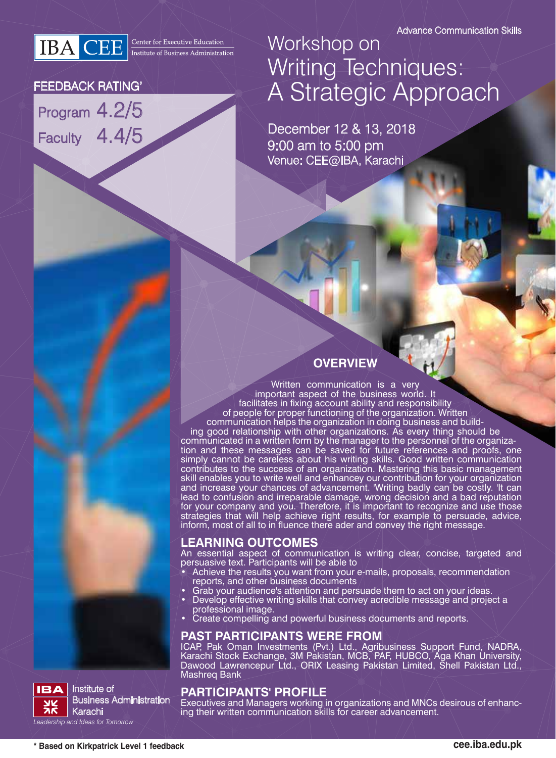IBA CEE — Center for Executive Education, Institute of Business Administration

Advance Communication Skills

# Workshop on Writing Techniques: A Strategic Approach

December 12 & 13, 2018
9:00 am to 5:00 pm
Venue: CEE@IBA, Karachi

**FEEDBACK RATING***

Program 4.2/5
Faculty 4.4/5

## OVERVIEW

Written communication is a very important aspect of the business world. It facilitates in fixing account ability and responsibility of people for proper functioning of the organization. Written communication helps the organization in doing business and building good relationship with other organizations. As every thing should be communicated in a written form by the manager to the personnel of the organization and these messages can be saved for future references and proofs, one simply cannot be careless about his writing skills. Good written communication contributes to the success of an organization. Mastering this basic management skill enables you to write well and enhancey our contribution for your organization and increase your chances of advancement. 'Writing badly can be costly. 'It can lead to confusion and irreparable damage, wrong decision and a bad reputation for your company and you. Therefore, it is important to recognize and use those strategies that will help achieve right results, for example to persuade, advice, inform, most of all to in fluence there ader and convey the right message.

## LEARNING OUTCOMES

An essential aspect of communication is writing clear, concise, targeted and persuasive text. Participants will be able to

- Achieve the results you want from your e-mails, proposals, recommendation reports, and other business documents
- Grab your audience's attention and persuade them to act on your ideas.
- Develop effective writing skills that convey acredible message and project a professional image.
- Create compelling and powerful business documents and reports.

## PAST PARTICIPANTS WERE FROM

ICAP, Pak Oman Investments (Pvt.) Ltd., Agribusiness Support Fund, NADRA, Karachi Stock Exchange, 3M Pakistan, MCB, PAF, HUBCO, Aga Khan University, Dawood Lawrencepur Ltd., ORIX Leasing Pakistan Limited, Shell Pakistan Ltd., Mashreq Bank

## PARTICIPANTS' PROFILE

Executives and Managers working in organizations and MNCs desirous of enhancing their written communication skills for career advancement.

IBA Institute of Business Administration Karachi
*Leadership and Ideas for Tomorrow*

**\* Based on Kirkpatrick Level 1 feedback**

**cee.iba.edu.pk**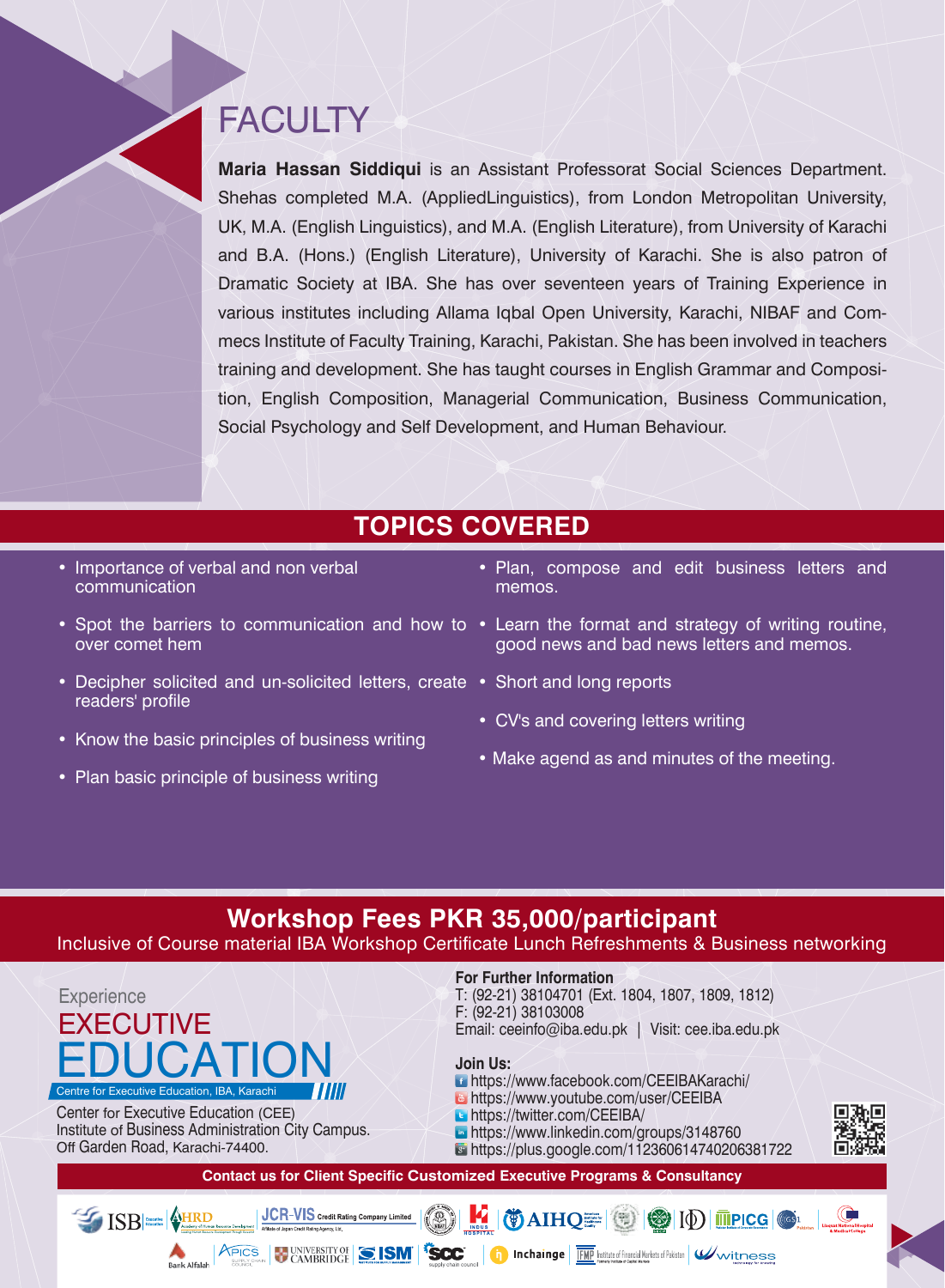# FACULTY

**Maria Hassan Siddiqui** is an Assistant Professorat Social Sciences Department. Shehas completed M.A. (AppliedLinguistics), from London Metropolitan University, UK, M.A. (English Linguistics), and M.A. (English Literature), from University of Karachi and B.A. (Hons.) (English Literature), University of Karachi. She is also patron of Dramatic Society at IBA. She has over seventeen years of Training Experience in various institutes including Allama Iqbal Open University, Karachi, NIBAF and Com-mecs Institute of Faculty Training, Karachi, Pakistan. She has been involved in teachers training and development. She has taught courses in English Grammar and Composition, English Composition, Managerial Communication, Business Communication, Social Psychology and Self Development, and Human Behaviour.

## TOPICS COVERED

- Importance of verbal and non verbal communication
- Spot the barriers to communication and how to over comet hem
- Decipher solicited and un-solicited letters, create readers' profile
- Know the basic principles of business writing
- Plan basic principle of business writing
- Plan, compose and edit business letters and memos.
- Learn the format and strategy of writing routine, good news and bad news letters and memos.
- Short and long reports
- CV's and covering letters writing
- Make agend as and minutes of the meeting.

## Workshop Fees PKR 35,000/participant

Inclusive of Course material IBA Workshop Certificate Lunch Refreshments & Business networking

Experience
EXECUTIVE
EDUCATION
Centre for Executive Education, IBA, Karachi

Center for Executive Education (CEE)
Institute of Business Administration City Campus.
Off Garden Road, Karachi-74400.

**For Further Information**
T: (92-21) 38104701 (Ext. 1804, 1807, 1809, 1812)
F: (92-21) 38103008
Email: ceeinfo@iba.edu.pk | Visit: cee.iba.edu.pk

**Join Us:**
https://www.facebook.com/CEEIBAKarachi/
https://www.youtube.com/user/CEEIBA
https://twitter.com/CEEIBA/
https://www.linkedin.com/groups/3148760
https://plus.google.com/112360614740206381722

**Contact us for Client Specific Customized Executive Programs & Consultancy**